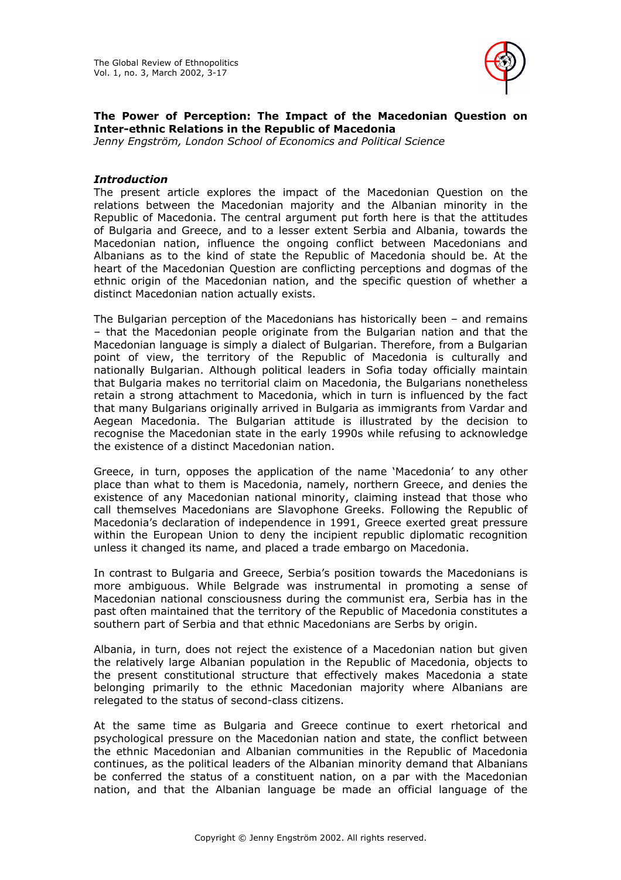# The Power of Perception: The Impact of the Macedonian Question on Inter-ethnic Relations in the Republic of Macedonia

*Jenny Engström, London School of Economics and Political Science*

## *Introduction*

The present article explores the impact of the Macedonian Question on the relations between the Macedonian majority and the Albanian minority in the Republic of Macedonia. The central argument put forth here is that the attitudes of Bulgaria and Greece, and to a lesser extent Serbia and Albania, towards the Macedonian nation, influence the ongoing conflict between Macedonians and Albanians as to the kind of state the Republic of Macedonia should be. At the heart of the Macedonian Question are conflicting perceptions and dogmas of the ethnic origin of the Macedonian nation, and the specific question of whether a distinct Macedonian nation actually exists.

The Bulgarian perception of the Macedonians has historically been – and remains – that the Macedonian people originate from the Bulgarian nation and that the Macedonian language is simply a dialect of Bulgarian. Therefore, from a Bulgarian point of view, the territory of the Republic of Macedonia is culturally and nationally Bulgarian. Although political leaders in Sofia today officially maintain that Bulgaria makes no territorial claim on Macedonia, the Bulgarians nonetheless retain a strong attachment to Macedonia, which in turn is influenced by the fact that many Bulgarians originally arrived in Bulgaria as immigrants from Vardar and Aegean Macedonia. The Bulgarian attitude is illustrated by the decision to recognise the Macedonian state in the early 1990s while refusing to acknowledge the existence of a distinct Macedonian nation.

Greece, in turn, opposes the application of the name 'Macedonia' to any other place than what to them is Macedonia, namely, northern Greece, and denies the existence of any Macedonian national minority, claiming instead that those who call themselves Macedonians are Slavophone Greeks. Following the Republic of Macedonia's declaration of independence in 1991, Greece exerted great pressure within the European Union to deny the incipient republic diplomatic recognition unless it changed its name, and placed a trade embargo on Macedonia.

In contrast to Bulgaria and Greece, Serbia's position towards the Macedonians is more ambiguous. While Belgrade was instrumental in promoting a sense of Macedonian national consciousness during the communist era, Serbia has in the past often maintained that the territory of the Republic of Macedonia constitutes a southern part of Serbia and that ethnic Macedonians are Serbs by origin.

Albania, in turn, does not reject the existence of a Macedonian nation but given the relatively large Albanian population in the Republic of Macedonia, objects to the present constitutional structure that effectively makes Macedonia a state belonging primarily to the ethnic Macedonian majority where Albanians are relegated to the status of second-class citizens.

At the same time as Bulgaria and Greece continue to exert rhetorical and psychological pressure on the Macedonian nation and state, the conflict between the ethnic Macedonian and Albanian communities in the Republic of Macedonia continues, as the political leaders of the Albanian minority demand that Albanians be conferred the status of a constituent nation, on a par with the Macedonian nation, and that the Albanian language be made an official language of the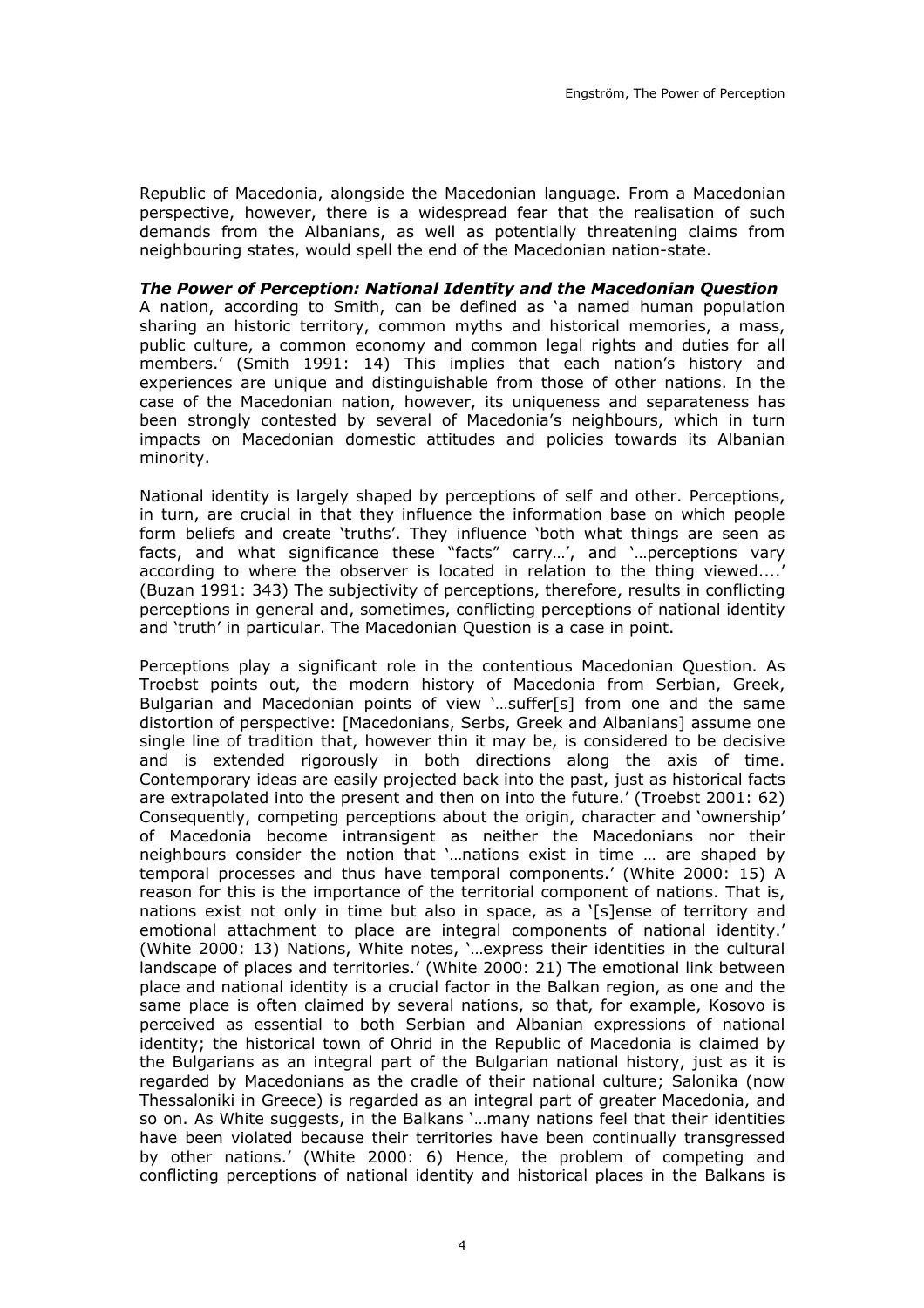Republic of Macedonia, alongside the Macedonian language. From a Macedonian perspective, however, there is a widespread fear that the realisation of such demands from the Albanians, as well as potentially threatening claims from neighbouring states, would spell the end of the Macedonian nation-state.

### *The Power of Perception: National Identity and the Macedonian Question*

A nation, according to Smith, can be defined as 'a named human population sharing an historic territory, common myths and historical memories, a mass, public culture, a common economy and common legal rights and duties for all members.' (Smith 1991: 14) This implies that each nation's history and experiences are unique and distinguishable from those of other nations. In the case of the Macedonian nation, however, its uniqueness and separateness has been strongly contested by several of Macedonia's neighbours, which in turn impacts on Macedonian domestic attitudes and policies towards its Albanian minority.

National identity is largely shaped by perceptions of self and other. Perceptions, in turn, are crucial in that they influence the information base on which people form beliefs and create 'truths'. They influence 'both what things are seen as facts, and what significance these "facts" carry…', and '…perceptions vary according to where the observer is located in relation to the thing viewed....' (Buzan 1991: 343) The subjectivity of perceptions, therefore, results in conflicting perceptions in general and, sometimes, conflicting perceptions of national identity and 'truth' in particular. The Macedonian Question is a case in point.

Perceptions play a significant role in the contentious Macedonian Question. As Troebst points out, the modern history of Macedonia from Serbian, Greek, Bulgarian and Macedonian points of view '…suffer[s] from one and the same distortion of perspective: [Macedonians, Serbs, Greek and Albanians] assume one single line of tradition that, however thin it may be, is considered to be decisive and is extended rigorously in both directions along the axis of time. Contemporary ideas are easily projected back into the past, just as historical facts are extrapolated into the present and then on into the future.' (Troebst 2001: 62) Consequently, competing perceptions about the origin, character and 'ownership' of Macedonia become intransigent as neither the Macedonians nor their neighbours consider the notion that '…nations exist in time … are shaped by temporal processes and thus have temporal components.' (White 2000: 15) A reason for this is the importance of the territorial component of nations. That is, nations exist not only in time but also in space, as a '[s]ense of territory and emotional attachment to place are integral components of national identity.' (White 2000: 13) Nations, White notes, '…express their identities in the cultural landscape of places and territories.' (White 2000: 21) The emotional link between place and national identity is a crucial factor in the Balkan region, as one and the same place is often claimed by several nations, so that, for example, Kosovo is perceived as essential to both Serbian and Albanian expressions of national identity; the historical town of Ohrid in the Republic of Macedonia is claimed by the Bulgarians as an integral part of the Bulgarian national history, just as it is regarded by Macedonians as the cradle of their national culture; Salonika (now Thessaloniki in Greece) is regarded as an integral part of greater Macedonia, and so on. As White suggests, in the Balkans '…many nations feel that their identities have been violated because their territories have been continually transgressed by other nations.' (White 2000: 6) Hence, the problem of competing and conflicting perceptions of national identity and historical places in the Balkans is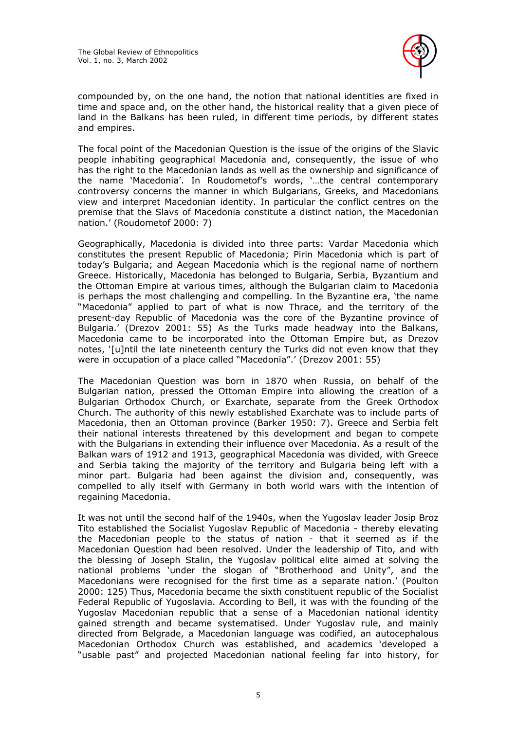compounded by, on the one hand, the notion that national identities are fixed in time and space and, on the other hand, the historical reality that a given piece of land in the Balkans has been ruled, in different time periods, by different states and empires.

The focal point of the Macedonian Question is the issue of the origins of the Slavic people inhabiting geographical Macedonia and, consequently, the issue of who has the right to the Macedonian lands as well as the ownership and significance of the name 'Macedonia'. In Roudometof's words, '…the central contemporary controversy concerns the manner in which Bulgarians, Greeks, and Macedonians view and interpret Macedonian identity. In particular the conflict centres on the premise that the Slavs of Macedonia constitute a distinct nation, the Macedonian nation.' (Roudometof 2000: 7)

Geographically, Macedonia is divided into three parts: Vardar Macedonia which constitutes the present Republic of Macedonia; Pirin Macedonia which is part of today's Bulgaria; and Aegean Macedonia which is the regional name of northern Greece. Historically, Macedonia has belonged to Bulgaria, Serbia, Byzantium and the Ottoman Empire at various times, although the Bulgarian claim to Macedonia is perhaps the most challenging and compelling. In the Byzantine era, 'the name "Macedonia" applied to part of what is now Thrace, and the territory of the present-day Republic of Macedonia was the core of the Byzantine province of Bulgaria.' (Drezov 2001: 55) As the Turks made headway into the Balkans, Macedonia came to be incorporated into the Ottoman Empire but, as Drezov notes, '[u]ntil the late nineteenth century the Turks did not even know that they were in occupation of a place called "Macedonia".' (Drezov 2001: 55)

The Macedonian Question was born in 1870 when Russia, on behalf of the Bulgarian nation, pressed the Ottoman Empire into allowing the creation of a Bulgarian Orthodox Church, or Exarchate, separate from the Greek Orthodox Church. The authority of this newly established Exarchate was to include parts of Macedonia, then an Ottoman province (Barker 1950: 7). Greece and Serbia felt their national interests threatened by this development and began to compete with the Bulgarians in extending their influence over Macedonia. As a result of the Balkan wars of 1912 and 1913, geographical Macedonia was divided, with Greece and Serbia taking the majority of the territory and Bulgaria being left with a minor part. Bulgaria had been against the division and, consequently, was compelled to ally itself with Germany in both world wars with the intention of regaining Macedonia.

It was not until the second half of the 1940s, when the Yugoslav leader Josip Broz Tito established the Socialist Yugoslav Republic of Macedonia - thereby elevating the Macedonian people to the status of nation - that it seemed as if the Macedonian Question had been resolved. Under the leadership of Tito, and with the blessing of Joseph Stalin, the Yugoslav political elite aimed at solving the national problems 'under the slogan of "Brotherhood and Unity", and the Macedonians were recognised for the first time as a separate nation.' (Poulton 2000: 125) Thus, Macedonia became the sixth constituent republic of the Socialist Federal Republic of Yugoslavia. According to Bell, it was with the founding of the Yugoslav Macedonian republic that a sense of a Macedonian national identity gained strength and became systematised. Under Yugoslav rule, and mainly directed from Belgrade, a Macedonian language was codified, an autocephalous Macedonian Orthodox Church was established, and academics 'developed a "usable past" and projected Macedonian national feeling far into history, for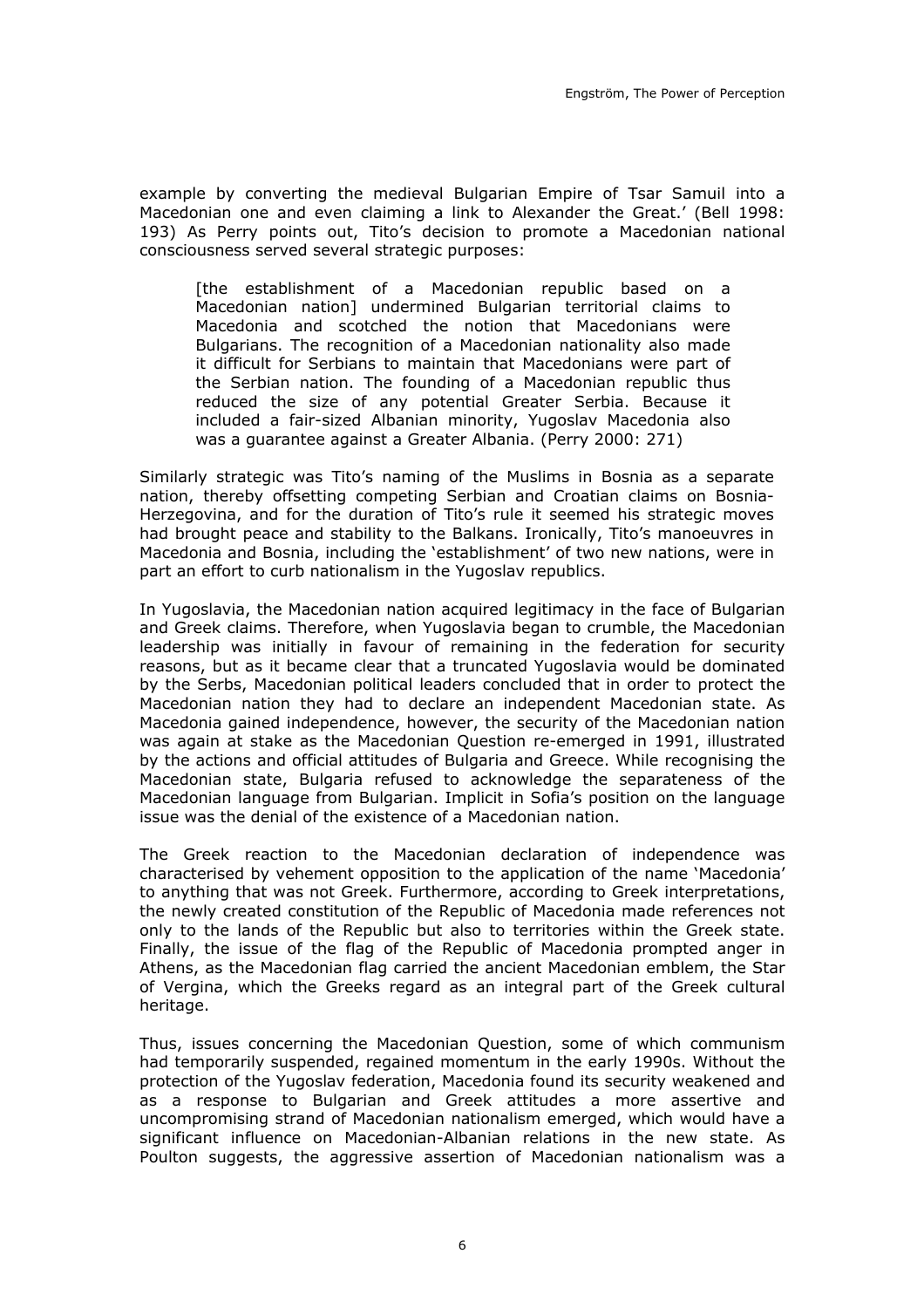example by converting the medieval Bulgarian Empire of Tsar Samuil into a Macedonian one and even claiming a link to Alexander the Great.' (Bell 1998: 193) As Perry points out, Tito's decision to promote a Macedonian national consciousness served several strategic purposes:

> [the establishment of a Macedonian republic based on a Macedonian nation] undermined Bulgarian territorial claims to Macedonia and scotched the notion that Macedonians were Bulgarians. The recognition of a Macedonian nationality also made it difficult for Serbians to maintain that Macedonians were part of the Serbian nation. The founding of a Macedonian republic thus reduced the size of any potential Greater Serbia. Because it included a fair-sized Albanian minority, Yugoslav Macedonia also was a guarantee against a Greater Albania. (Perry 2000: 271)

Similarly strategic was Tito's naming of the Muslims in Bosnia as a separate nation, thereby offsetting competing Serbian and Croatian claims on Bosnia-Herzegovina, and for the duration of Tito's rule it seemed his strategic moves had brought peace and stability to the Balkans. Ironically, Tito's manoeuvres in Macedonia and Bosnia, including the 'establishment' of two new nations, were in part an effort to curb nationalism in the Yugoslav republics.

In Yugoslavia, the Macedonian nation acquired legitimacy in the face of Bulgarian and Greek claims. Therefore, when Yugoslavia began to crumble, the Macedonian leadership was initially in favour of remaining in the federation for security reasons, but as it became clear that a truncated Yugoslavia would be dominated by the Serbs, Macedonian political leaders concluded that in order to protect the Macedonian nation they had to declare an independent Macedonian state. As Macedonia gained independence, however, the security of the Macedonian nation was again at stake as the Macedonian Question re-emerged in 1991, illustrated by the actions and official attitudes of Bulgaria and Greece. While recognising the Macedonian state, Bulgaria refused to acknowledge the separateness of the Macedonian language from Bulgarian. Implicit in Sofia's position on the language issue was the denial of the existence of a Macedonian nation.

The Greek reaction to the Macedonian declaration of independence was characterised by vehement opposition to the application of the name 'Macedonia' to anything that was not Greek. Furthermore, according to Greek interpretations, the newly created constitution of the Republic of Macedonia made references not only to the lands of the Republic but also to territories within the Greek state. Finally, the issue of the flag of the Republic of Macedonia prompted anger in Athens, as the Macedonian flag carried the ancient Macedonian emblem, the Star of Vergina, which the Greeks regard as an integral part of the Greek cultural heritage.

Thus, issues concerning the Macedonian Question, some of which communism had temporarily suspended, regained momentum in the early 1990s. Without the protection of the Yugoslav federation, Macedonia found its security weakened and as a response to Bulgarian and Greek attitudes a more assertive and uncompromising strand of Macedonian nationalism emerged, which would have a significant influence on Macedonian-Albanian relations in the new state. As Poulton suggests, the aggressive assertion of Macedonian nationalism was a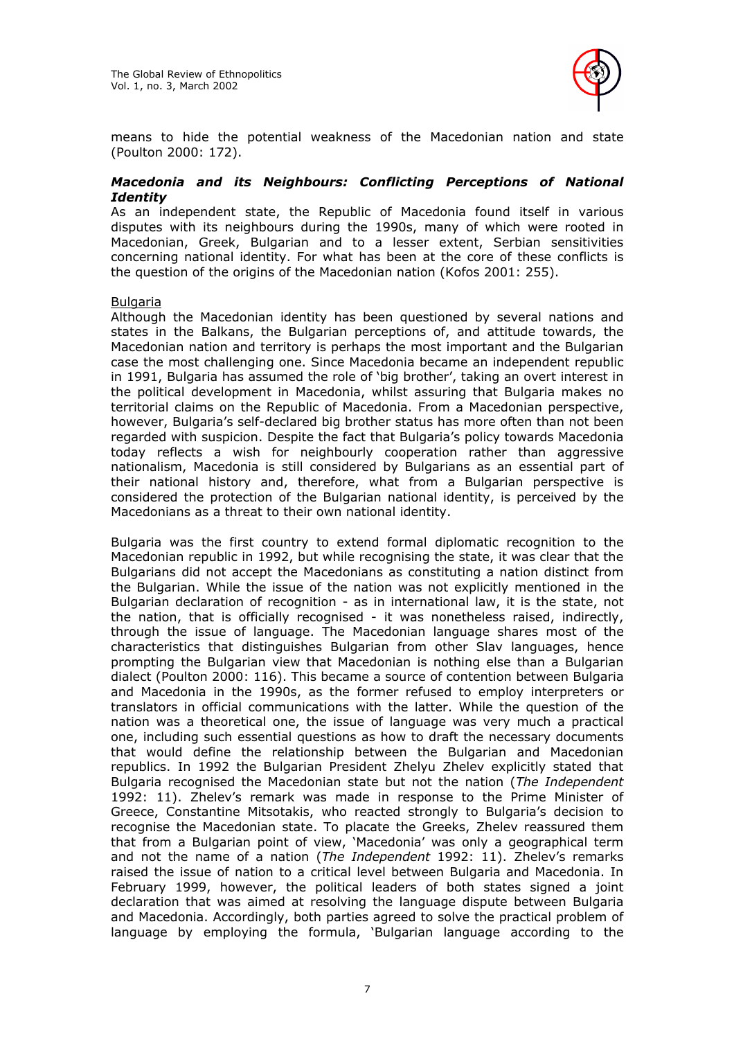means to hide the potential weakness of the Macedonian nation and state (Poulton 2000: 172).

### *Macedonia and its Neighbours: Conflicting Perceptions of National Identity*

As an independent state, the Republic of Macedonia found itself in various disputes with its neighbours during the 1990s, many of which were rooted in Macedonian, Greek, Bulgarian and to a lesser extent, Serbian sensitivities concerning national identity. For what has been at the core of these conflicts is the question of the origins of the Macedonian nation (Kofos 2001: 255).

#### Bulgaria

Although the Macedonian identity has been questioned by several nations and states in the Balkans, the Bulgarian perceptions of, and attitude towards, the Macedonian nation and territory is perhaps the most important and the Bulgarian case the most challenging one. Since Macedonia became an independent republic in 1991, Bulgaria has assumed the role of 'big brother', taking an overt interest in the political development in Macedonia, whilst assuring that Bulgaria makes no territorial claims on the Republic of Macedonia. From a Macedonian perspective, however, Bulgaria's self-declared big brother status has more often than not been regarded with suspicion. Despite the fact that Bulgaria's policy towards Macedonia today reflects a wish for neighbourly cooperation rather than aggressive nationalism, Macedonia is still considered by Bulgarians as an essential part of their national history and, therefore, what from a Bulgarian perspective is considered the protection of the Bulgarian national identity, is perceived by the Macedonians as a threat to their own national identity.

Bulgaria was the first country to extend formal diplomatic recognition to the Macedonian republic in 1992, but while recognising the state, it was clear that the Bulgarians did not accept the Macedonians as constituting a nation distinct from the Bulgarian. While the issue of the nation was not explicitly mentioned in the Bulgarian declaration of recognition - as in international law, it is the state, not the nation, that is officially recognised - it was nonetheless raised, indirectly, through the issue of language. The Macedonian language shares most of the characteristics that distinguishes Bulgarian from other Slav languages, hence prompting the Bulgarian view that Macedonian is nothing else than a Bulgarian dialect (Poulton 2000: 116). This became a source of contention between Bulgaria and Macedonia in the 1990s, as the former refused to employ interpreters or translators in official communications with the latter. While the question of the nation was a theoretical one, the issue of language was very much a practical one, including such essential questions as how to draft the necessary documents that would define the relationship between the Bulgarian and Macedonian republics. In 1992 the Bulgarian President Zhelyu Zhelev explicitly stated that Bulgaria recognised the Macedonian state but not the nation (*The Independent* 1992: 11). Zhelev's remark was made in response to the Prime Minister of Greece, Constantine Mitsotakis, who reacted strongly to Bulgaria's decision to recognise the Macedonian state. To placate the Greeks, Zhelev reassured them that from a Bulgarian point of view, 'Macedonia' was only a geographical term and not the name of a nation (*The Independent* 1992: 11). Zhelev's remarks raised the issue of nation to a critical level between Bulgaria and Macedonia. In February 1999, however, the political leaders of both states signed a joint declaration that was aimed at resolving the language dispute between Bulgaria and Macedonia. Accordingly, both parties agreed to solve the practical problem of language by employing the formula, 'Bulgarian language according to the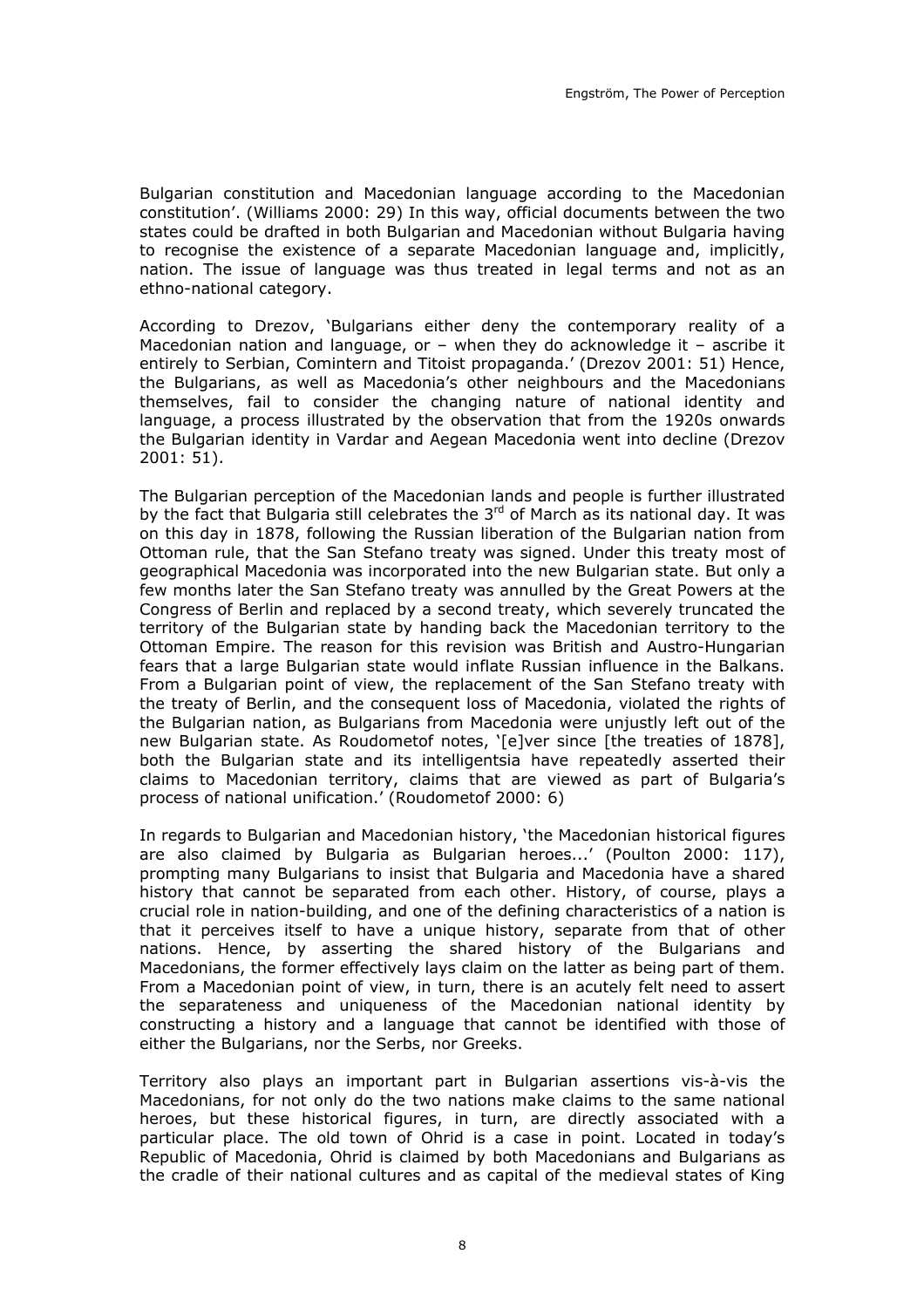Bulgarian constitution and Macedonian language according to the Macedonian constitution'. (Williams 2000: 29) In this way, official documents between the two states could be drafted in both Bulgarian and Macedonian without Bulgaria having to recognise the existence of a separate Macedonian language and, implicitly, nation. The issue of language was thus treated in legal terms and not as an ethno-national category.

According to Drezov, 'Bulgarians either deny the contemporary reality of a Macedonian nation and language, or – when they do acknowledge it – ascribe it entirely to Serbian, Comintern and Titoist propaganda.' (Drezov 2001: 51) Hence, the Bulgarians, as well as Macedonia's other neighbours and the Macedonians themselves, fail to consider the changing nature of national identity and language, a process illustrated by the observation that from the 1920s onwards the Bulgarian identity in Vardar and Aegean Macedonia went into decline (Drezov 2001: 51).

The Bulgarian perception of the Macedonian lands and people is further illustrated by the fact that Bulgaria still celebrates the 3rd of March as its national day. It was on this day in 1878, following the Russian liberation of the Bulgarian nation from Ottoman rule, that the San Stefano treaty was signed. Under this treaty most of geographical Macedonia was incorporated into the new Bulgarian state. But only a few months later the San Stefano treaty was annulled by the Great Powers at the Congress of Berlin and replaced by a second treaty, which severely truncated the territory of the Bulgarian state by handing back the Macedonian territory to the Ottoman Empire. The reason for this revision was British and Austro-Hungarian fears that a large Bulgarian state would inflate Russian influence in the Balkans. From a Bulgarian point of view, the replacement of the San Stefano treaty with the treaty of Berlin, and the consequent loss of Macedonia, violated the rights of the Bulgarian nation, as Bulgarians from Macedonia were unjustly left out of the new Bulgarian state. As Roudometof notes, '[e]ver since [the treaties of 1878], both the Bulgarian state and its intelligentsia have repeatedly asserted their claims to Macedonian territory, claims that are viewed as part of Bulgaria's process of national unification.' (Roudometof 2000: 6)

In regards to Bulgarian and Macedonian history, 'the Macedonian historical figures are also claimed by Bulgaria as Bulgarian heroes...' (Poulton 2000: 117), prompting many Bulgarians to insist that Bulgaria and Macedonia have a shared history that cannot be separated from each other. History, of course, plays a crucial role in nation-building, and one of the defining characteristics of a nation is that it perceives itself to have a unique history, separate from that of other nations. Hence, by asserting the shared history of the Bulgarians and Macedonians, the former effectively lays claim on the latter as being part of them. From a Macedonian point of view, in turn, there is an acutely felt need to assert the separateness and uniqueness of the Macedonian national identity by constructing a history and a language that cannot be identified with those of either the Bulgarians, nor the Serbs, nor Greeks.

Territory also plays an important part in Bulgarian assertions vis-à-vis the Macedonians, for not only do the two nations make claims to the same national heroes, but these historical figures, in turn, are directly associated with a particular place. The old town of Ohrid is a case in point. Located in today's Republic of Macedonia, Ohrid is claimed by both Macedonians and Bulgarians as the cradle of their national cultures and as capital of the medieval states of King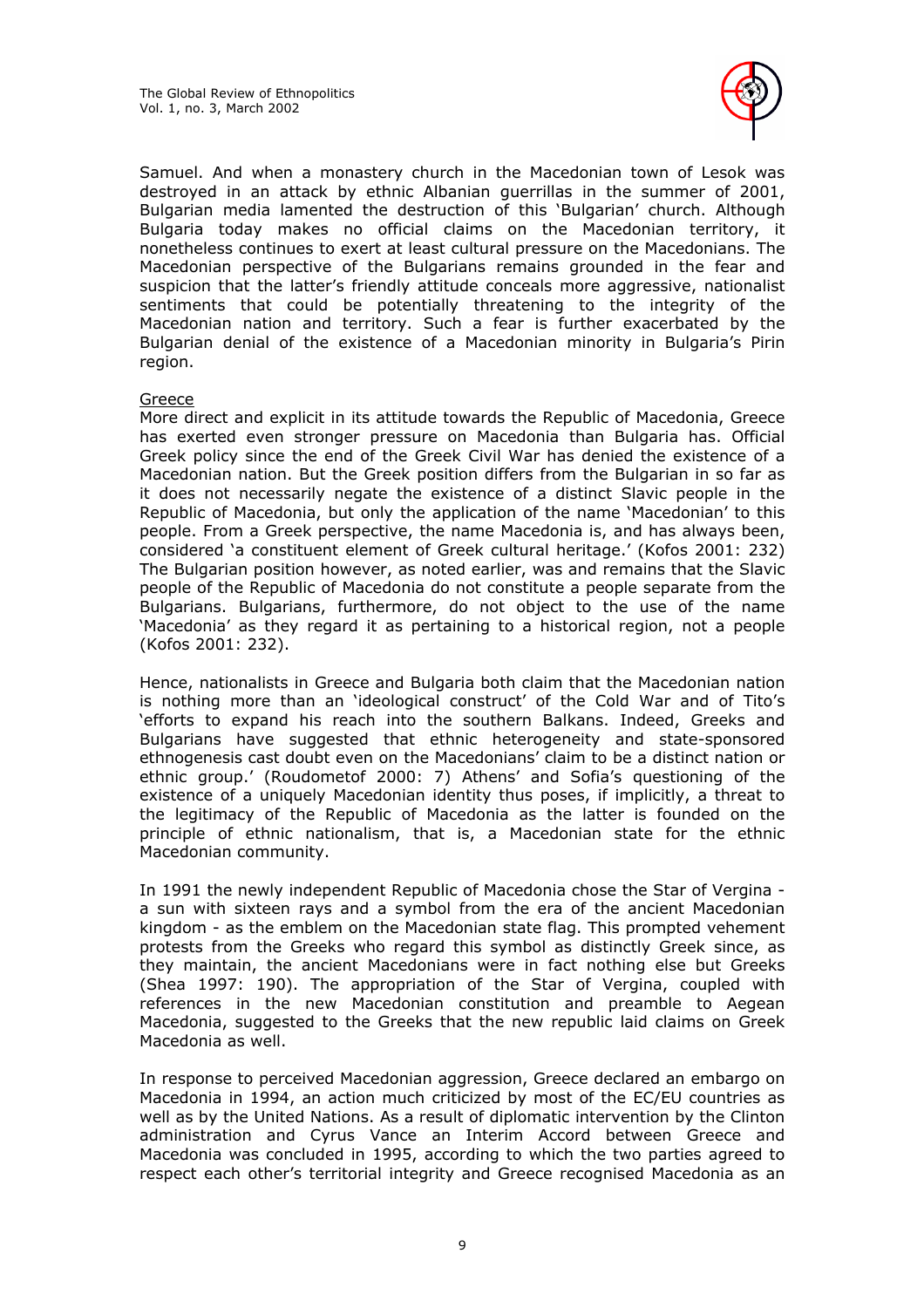Samuel. And when a monastery church in the Macedonian town of Lesok was destroyed in an attack by ethnic Albanian guerrillas in the summer of 2001, Bulgarian media lamented the destruction of this 'Bulgarian' church. Although Bulgaria today makes no official claims on the Macedonian territory, it nonetheless continues to exert at least cultural pressure on the Macedonians. The Macedonian perspective of the Bulgarians remains grounded in the fear and suspicion that the latter's friendly attitude conceals more aggressive, nationalist sentiments that could be potentially threatening to the integrity of the Macedonian nation and territory. Such a fear is further exacerbated by the Bulgarian denial of the existence of a Macedonian minority in Bulgaria's Pirin region.

<u>Greece</u>

More direct and explicit in its attitude towards the Republic of Macedonia, Greece has exerted even stronger pressure on Macedonia than Bulgaria has. Official Greek policy since the end of the Greek Civil War has denied the existence of a Macedonian nation. But the Greek position differs from the Bulgarian in so far as it does not necessarily negate the existence of a distinct Slavic people in the Republic of Macedonia, but only the application of the name 'Macedonian' to this people. From a Greek perspective, the name Macedonia is, and has always been, considered 'a constituent element of Greek cultural heritage.' (Kofos 2001: 232) The Bulgarian position however, as noted earlier, was and remains that the Slavic people of the Republic of Macedonia do not constitute a people separate from the Bulgarians. Bulgarians, furthermore, do not object to the use of the name 'Macedonia' as they regard it as pertaining to a historical region, not a people (Kofos 2001: 232).

Hence, nationalists in Greece and Bulgaria both claim that the Macedonian nation is nothing more than an 'ideological construct' of the Cold War and of Tito's 'efforts to expand his reach into the southern Balkans. Indeed, Greeks and Bulgarians have suggested that ethnic heterogeneity and state-sponsored ethnogenesis cast doubt even on the Macedonians' claim to be a distinct nation or ethnic group.' (Roudometof 2000: 7) Athens' and Sofia's questioning of the existence of a uniquely Macedonian identity thus poses, if implicitly, a threat to the legitimacy of the Republic of Macedonia as the latter is founded on the principle of ethnic nationalism, that is, a Macedonian state for the ethnic Macedonian community.

In 1991 the newly independent Republic of Macedonia chose the Star of Vergina - a sun with sixteen rays and a symbol from the era of the ancient Macedonian kingdom - as the emblem on the Macedonian state flag. This prompted vehement protests from the Greeks who regard this symbol as distinctly Greek since, as they maintain, the ancient Macedonians were in fact nothing else but Greeks (Shea 1997: 190). The appropriation of the Star of Vergina, coupled with references in the new Macedonian constitution and preamble to Aegean Macedonia, suggested to the Greeks that the new republic laid claims on Greek Macedonia as well.

In response to perceived Macedonian aggression, Greece declared an embargo on Macedonia in 1994, an action much criticized by most of the EC/EU countries as well as by the United Nations. As a result of diplomatic intervention by the Clinton administration and Cyrus Vance an Interim Accord between Greece and Macedonia was concluded in 1995, according to which the two parties agreed to respect each other's territorial integrity and Greece recognised Macedonia as an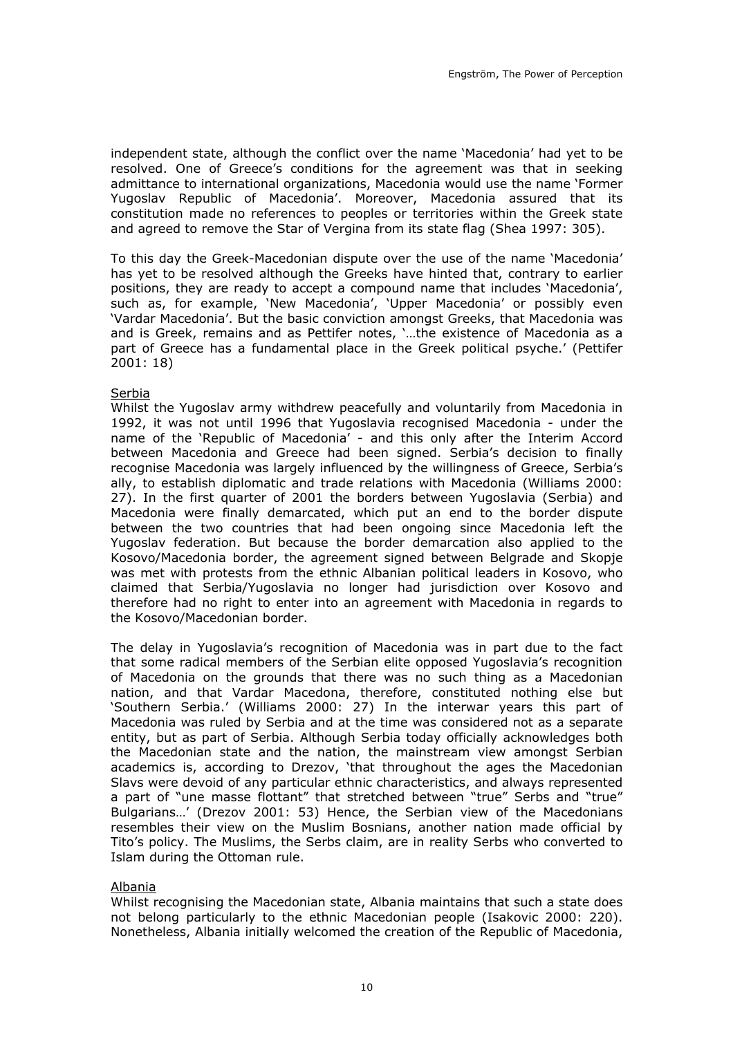independent state, although the conflict over the name 'Macedonia' had yet to be resolved. One of Greece's conditions for the agreement was that in seeking admittance to international organizations, Macedonia would use the name 'Former Yugoslav Republic of Macedonia'. Moreover, Macedonia assured that its constitution made no references to peoples or territories within the Greek state and agreed to remove the Star of Vergina from its state flag (Shea 1997: 305).

To this day the Greek-Macedonian dispute over the use of the name 'Macedonia' has yet to be resolved although the Greeks have hinted that, contrary to earlier positions, they are ready to accept a compound name that includes 'Macedonia', such as, for example, 'New Macedonia', 'Upper Macedonia' or possibly even 'Vardar Macedonia'. But the basic conviction amongst Greeks, that Macedonia was and is Greek, remains and as Pettifer notes, '…the existence of Macedonia as a part of Greece has a fundamental place in the Greek political psyche.' (Pettifer 2001: 18)

Serbia

Whilst the Yugoslav army withdrew peacefully and voluntarily from Macedonia in 1992, it was not until 1996 that Yugoslavia recognised Macedonia - under the name of the 'Republic of Macedonia' - and this only after the Interim Accord between Macedonia and Greece had been signed. Serbia's decision to finally recognise Macedonia was largely influenced by the willingness of Greece, Serbia's ally, to establish diplomatic and trade relations with Macedonia (Williams 2000: 27). In the first quarter of 2001 the borders between Yugoslavia (Serbia) and Macedonia were finally demarcated, which put an end to the border dispute between the two countries that had been ongoing since Macedonia left the Yugoslav federation. But because the border demarcation also applied to the Kosovo/Macedonia border, the agreement signed between Belgrade and Skopje was met with protests from the ethnic Albanian political leaders in Kosovo, who claimed that Serbia/Yugoslavia no longer had jurisdiction over Kosovo and therefore had no right to enter into an agreement with Macedonia in regards to the Kosovo/Macedonian border.

The delay in Yugoslavia's recognition of Macedonia was in part due to the fact that some radical members of the Serbian elite opposed Yugoslavia's recognition of Macedonia on the grounds that there was no such thing as a Macedonian nation, and that Vardar Macedona, therefore, constituted nothing else but 'Southern Serbia.' (Williams 2000: 27) In the interwar years this part of Macedonia was ruled by Serbia and at the time was considered not as a separate entity, but as part of Serbia. Although Serbia today officially acknowledges both the Macedonian state and the nation, the mainstream view amongst Serbian academics is, according to Drezov, 'that throughout the ages the Macedonian Slavs were devoid of any particular ethnic characteristics, and always represented a part of "une masse flottant" that stretched between "true" Serbs and "true" Bulgarians…' (Drezov 2001: 53) Hence, the Serbian view of the Macedonians resembles their view on the Muslim Bosnians, another nation made official by Tito's policy. The Muslims, the Serbs claim, are in reality Serbs who converted to Islam during the Ottoman rule.

Albania

Whilst recognising the Macedonian state, Albania maintains that such a state does not belong particularly to the ethnic Macedonian people (Isakovic 2000: 220). Nonetheless, Albania initially welcomed the creation of the Republic of Macedonia,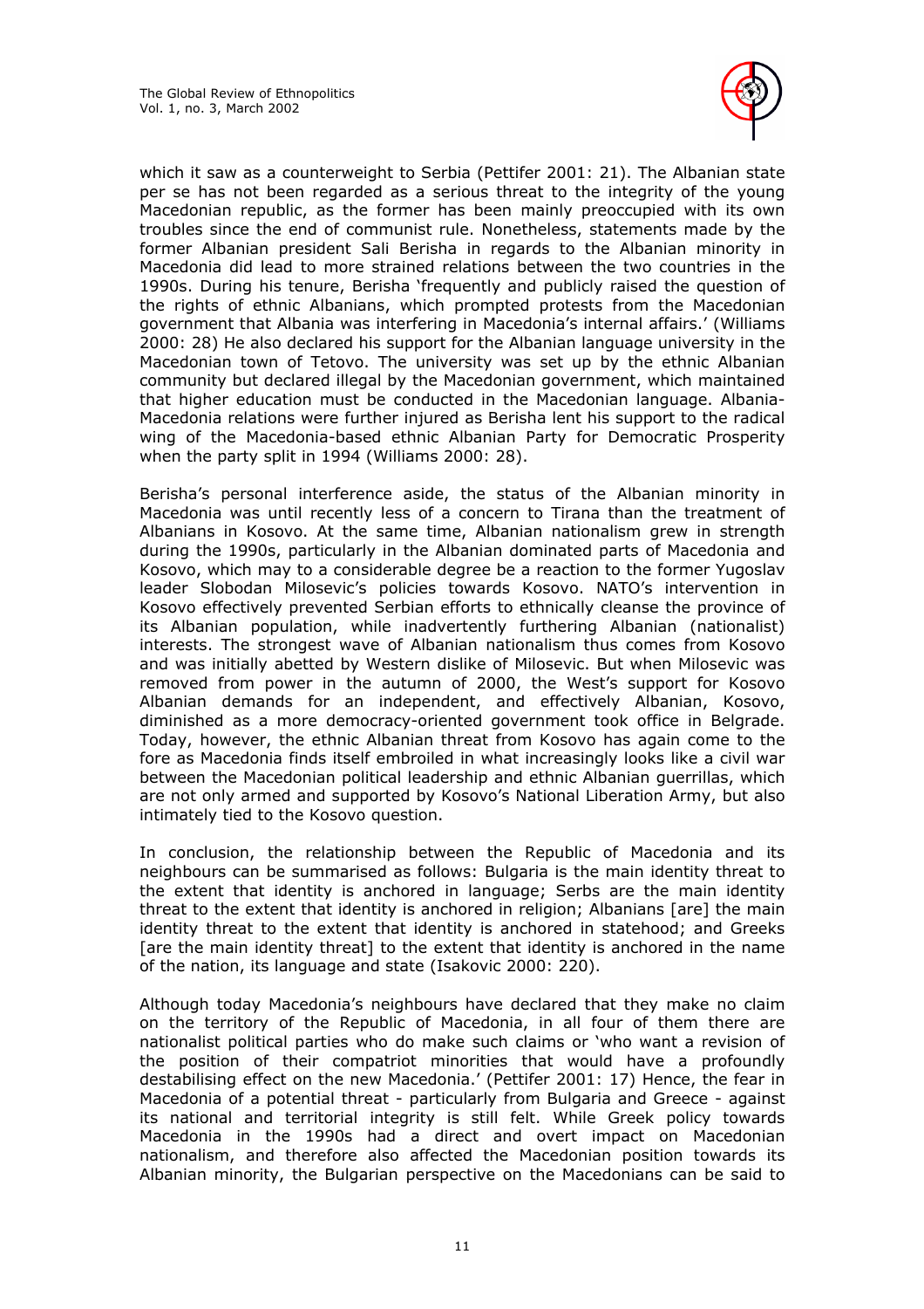which it saw as a counterweight to Serbia (Pettifer 2001: 21). The Albanian state per se has not been regarded as a serious threat to the integrity of the young Macedonian republic, as the former has been mainly preoccupied with its own troubles since the end of communist rule. Nonetheless, statements made by the former Albanian president Sali Berisha in regards to the Albanian minority in Macedonia did lead to more strained relations between the two countries in the 1990s. During his tenure, Berisha 'frequently and publicly raised the question of the rights of ethnic Albanians, which prompted protests from the Macedonian government that Albania was interfering in Macedonia's internal affairs.' (Williams 2000: 28) He also declared his support for the Albanian language university in the Macedonian town of Tetovo. The university was set up by the ethnic Albanian community but declared illegal by the Macedonian government, which maintained that higher education must be conducted in the Macedonian language. Albania-Macedonia relations were further injured as Berisha lent his support to the radical wing of the Macedonia-based ethnic Albanian Party for Democratic Prosperity when the party split in 1994 (Williams 2000: 28).

Berisha's personal interference aside, the status of the Albanian minority in Macedonia was until recently less of a concern to Tirana than the treatment of Albanians in Kosovo. At the same time, Albanian nationalism grew in strength during the 1990s, particularly in the Albanian dominated parts of Macedonia and Kosovo, which may to a considerable degree be a reaction to the former Yugoslav leader Slobodan Milosevic's policies towards Kosovo. NATO's intervention in Kosovo effectively prevented Serbian efforts to ethnically cleanse the province of its Albanian population, while inadvertently furthering Albanian (nationalist) interests. The strongest wave of Albanian nationalism thus comes from Kosovo and was initially abetted by Western dislike of Milosevic. But when Milosevic was removed from power in the autumn of 2000, the West's support for Kosovo Albanian demands for an independent, and effectively Albanian, Kosovo, diminished as a more democracy-oriented government took office in Belgrade. Today, however, the ethnic Albanian threat from Kosovo has again come to the fore as Macedonia finds itself embroiled in what increasingly looks like a civil war between the Macedonian political leadership and ethnic Albanian guerrillas, which are not only armed and supported by Kosovo's National Liberation Army, but also intimately tied to the Kosovo question.

In conclusion, the relationship between the Republic of Macedonia and its neighbours can be summarised as follows: Bulgaria is the main identity threat to the extent that identity is anchored in language; Serbs are the main identity threat to the extent that identity is anchored in religion; Albanians [are] the main identity threat to the extent that identity is anchored in statehood; and Greeks [are the main identity threat] to the extent that identity is anchored in the name of the nation, its language and state (Isakovic 2000: 220).

Although today Macedonia's neighbours have declared that they make no claim on the territory of the Republic of Macedonia, in all four of them there are nationalist political parties who do make such claims or 'who want a revision of the position of their compatriot minorities that would have a profoundly destabilising effect on the new Macedonia.' (Pettifer 2001: 17) Hence, the fear in Macedonia of a potential threat - particularly from Bulgaria and Greece - against its national and territorial integrity is still felt. While Greek policy towards Macedonia in the 1990s had a direct and overt impact on Macedonian nationalism, and therefore also affected the Macedonian position towards its Albanian minority, the Bulgarian perspective on the Macedonians can be said to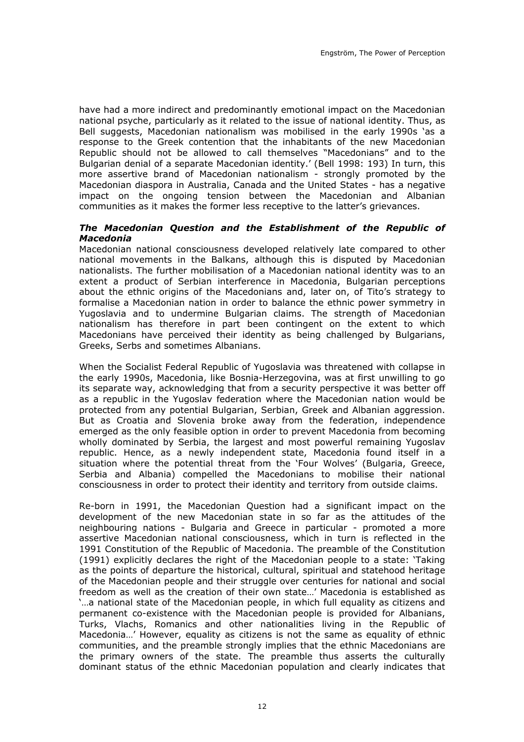have had a more indirect and predominantly emotional impact on the Macedonian national psyche, particularly as it related to the issue of national identity. Thus, as Bell suggests, Macedonian nationalism was mobilised in the early 1990s 'as a response to the Greek contention that the inhabitants of the new Macedonian Republic should not be allowed to call themselves "Macedonians" and to the Bulgarian denial of a separate Macedonian identity.' (Bell 1998: 193) In turn, this more assertive brand of Macedonian nationalism - strongly promoted by the Macedonian diaspora in Australia, Canada and the United States - has a negative impact on the ongoing tension between the Macedonian and Albanian communities as it makes the former less receptive to the latter's grievances.

### *The Macedonian Question and the Establishment of the Republic of Macedonia*

Macedonian national consciousness developed relatively late compared to other national movements in the Balkans, although this is disputed by Macedonian nationalists. The further mobilisation of a Macedonian national identity was to an extent a product of Serbian interference in Macedonia, Bulgarian perceptions about the ethnic origins of the Macedonians and, later on, of Tito's strategy to formalise a Macedonian nation in order to balance the ethnic power symmetry in Yugoslavia and to undermine Bulgarian claims. The strength of Macedonian nationalism has therefore in part been contingent on the extent to which Macedonians have perceived their identity as being challenged by Bulgarians, Greeks, Serbs and sometimes Albanians.

When the Socialist Federal Republic of Yugoslavia was threatened with collapse in the early 1990s, Macedonia, like Bosnia-Herzegovina, was at first unwilling to go its separate way, acknowledging that from a security perspective it was better off as a republic in the Yugoslav federation where the Macedonian nation would be protected from any potential Bulgarian, Serbian, Greek and Albanian aggression. But as Croatia and Slovenia broke away from the federation, independence emerged as the only feasible option in order to prevent Macedonia from becoming wholly dominated by Serbia, the largest and most powerful remaining Yugoslav republic. Hence, as a newly independent state, Macedonia found itself in a situation where the potential threat from the 'Four Wolves' (Bulgaria, Greece, Serbia and Albania) compelled the Macedonians to mobilise their national consciousness in order to protect their identity and territory from outside claims.

Re-born in 1991, the Macedonian Question had a significant impact on the development of the new Macedonian state in so far as the attitudes of the neighbouring nations - Bulgaria and Greece in particular - promoted a more assertive Macedonian national consciousness, which in turn is reflected in the 1991 Constitution of the Republic of Macedonia. The preamble of the Constitution (1991) explicitly declares the right of the Macedonian people to a state: 'Taking as the points of departure the historical, cultural, spiritual and statehood heritage of the Macedonian people and their struggle over centuries for national and social freedom as well as the creation of their own state…' Macedonia is established as '…a national state of the Macedonian people, in which full equality as citizens and permanent co-existence with the Macedonian people is provided for Albanians, Turks, Vlachs, Romanics and other nationalities living in the Republic of Macedonia…' However, equality as citizens is not the same as equality of ethnic communities, and the preamble strongly implies that the ethnic Macedonians are the primary owners of the state. The preamble thus asserts the culturally dominant status of the ethnic Macedonian population and clearly indicates that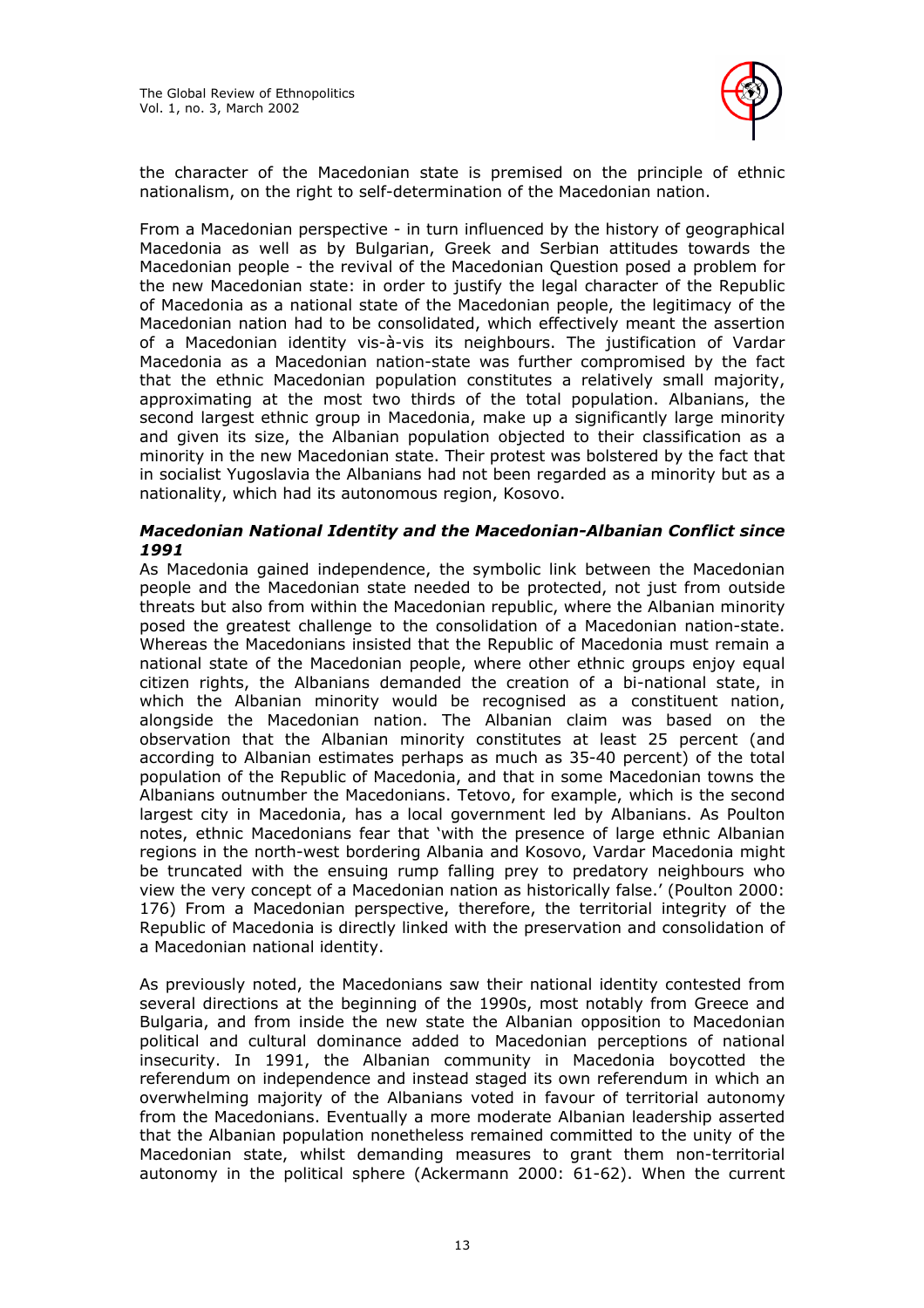the character of the Macedonian state is premised on the principle of ethnic nationalism, on the right to self-determination of the Macedonian nation.

From a Macedonian perspective - in turn influenced by the history of geographical Macedonia as well as by Bulgarian, Greek and Serbian attitudes towards the Macedonian people - the revival of the Macedonian Question posed a problem for the new Macedonian state: in order to justify the legal character of the Republic of Macedonia as a national state of the Macedonian people, the legitimacy of the Macedonian nation had to be consolidated, which effectively meant the assertion of a Macedonian identity vis-à-vis its neighbours. The justification of Vardar Macedonia as a Macedonian nation-state was further compromised by the fact that the ethnic Macedonian population constitutes a relatively small majority, approximating at the most two thirds of the total population. Albanians, the second largest ethnic group in Macedonia, make up a significantly large minority and given its size, the Albanian population objected to their classification as a minority in the new Macedonian state. Their protest was bolstered by the fact that in socialist Yugoslavia the Albanians had not been regarded as a minority but as a nationality, which had its autonomous region, Kosovo.

### *Macedonian National Identity and the Macedonian-Albanian Conflict since 1991*

As Macedonia gained independence, the symbolic link between the Macedonian people and the Macedonian state needed to be protected, not just from outside threats but also from within the Macedonian republic, where the Albanian minority posed the greatest challenge to the consolidation of a Macedonian nation-state. Whereas the Macedonians insisted that the Republic of Macedonia must remain a national state of the Macedonian people, where other ethnic groups enjoy equal citizen rights, the Albanians demanded the creation of a bi-national state, in which the Albanian minority would be recognised as a constituent nation, alongside the Macedonian nation. The Albanian claim was based on the observation that the Albanian minority constitutes at least 25 percent (and according to Albanian estimates perhaps as much as 35-40 percent) of the total population of the Republic of Macedonia, and that in some Macedonian towns the Albanians outnumber the Macedonians. Tetovo, for example, which is the second largest city in Macedonia, has a local government led by Albanians. As Poulton notes, ethnic Macedonians fear that 'with the presence of large ethnic Albanian regions in the north-west bordering Albania and Kosovo, Vardar Macedonia might be truncated with the ensuing rump falling prey to predatory neighbours who view the very concept of a Macedonian nation as historically false.' (Poulton 2000: 176) From a Macedonian perspective, therefore, the territorial integrity of the Republic of Macedonia is directly linked with the preservation and consolidation of a Macedonian national identity.

As previously noted, the Macedonians saw their national identity contested from several directions at the beginning of the 1990s, most notably from Greece and Bulgaria, and from inside the new state the Albanian opposition to Macedonian political and cultural dominance added to Macedonian perceptions of national insecurity. In 1991, the Albanian community in Macedonia boycotted the referendum on independence and instead staged its own referendum in which an overwhelming majority of the Albanians voted in favour of territorial autonomy from the Macedonians. Eventually a more moderate Albanian leadership asserted that the Albanian population nonetheless remained committed to the unity of the Macedonian state, whilst demanding measures to grant them non-territorial autonomy in the political sphere (Ackermann 2000: 61-62). When the current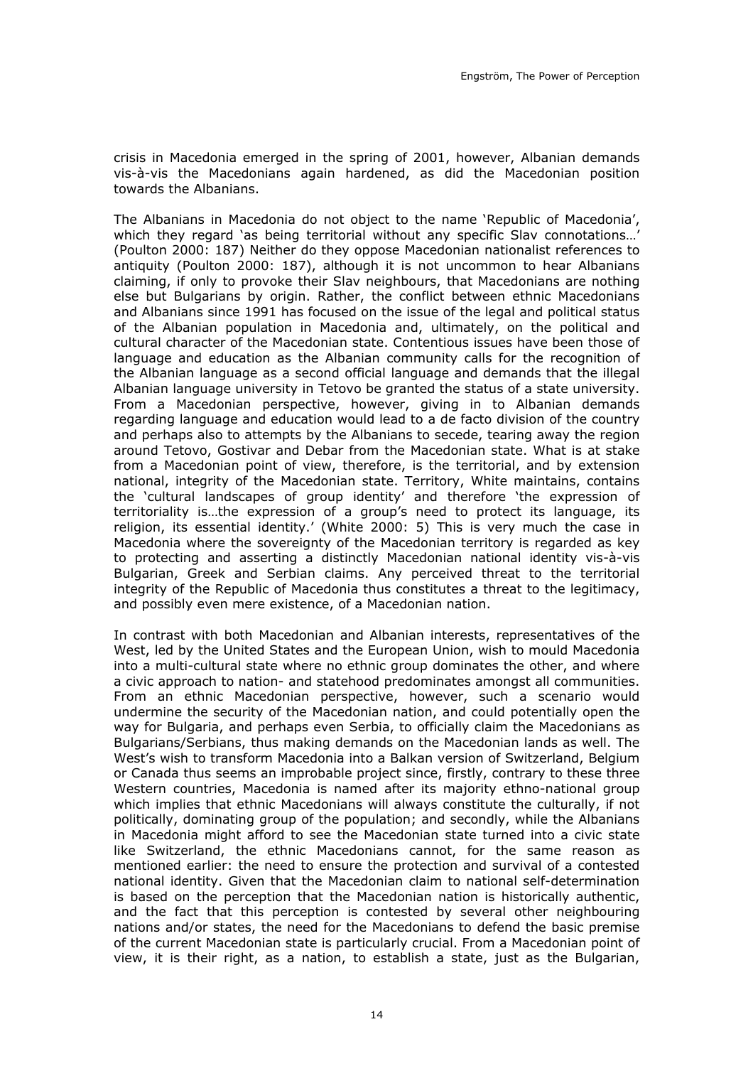crisis in Macedonia emerged in the spring of 2001, however, Albanian demands vis-à-vis the Macedonians again hardened, as did the Macedonian position towards the Albanians.

The Albanians in Macedonia do not object to the name 'Republic of Macedonia', which they regard 'as being territorial without any specific Slav connotations…' (Poulton 2000: 187) Neither do they oppose Macedonian nationalist references to antiquity (Poulton 2000: 187), although it is not uncommon to hear Albanians claiming, if only to provoke their Slav neighbours, that Macedonians are nothing else but Bulgarians by origin. Rather, the conflict between ethnic Macedonians and Albanians since 1991 has focused on the issue of the legal and political status of the Albanian population in Macedonia and, ultimately, on the political and cultural character of the Macedonian state. Contentious issues have been those of language and education as the Albanian community calls for the recognition of the Albanian language as a second official language and demands that the illegal Albanian language university in Tetovo be granted the status of a state university. From a Macedonian perspective, however, giving in to Albanian demands regarding language and education would lead to a de facto division of the country and perhaps also to attempts by the Albanians to secede, tearing away the region around Tetovo, Gostivar and Debar from the Macedonian state. What is at stake from a Macedonian point of view, therefore, is the territorial, and by extension national, integrity of the Macedonian state. Territory, White maintains, contains the 'cultural landscapes of group identity' and therefore 'the expression of territoriality is…the expression of a group's need to protect its language, its religion, its essential identity.' (White 2000: 5) This is very much the case in Macedonia where the sovereignty of the Macedonian territory is regarded as key to protecting and asserting a distinctly Macedonian national identity vis-à-vis Bulgarian, Greek and Serbian claims. Any perceived threat to the territorial integrity of the Republic of Macedonia thus constitutes a threat to the legitimacy, and possibly even mere existence, of a Macedonian nation.

In contrast with both Macedonian and Albanian interests, representatives of the West, led by the United States and the European Union, wish to mould Macedonia into a multi-cultural state where no ethnic group dominates the other, and where a civic approach to nation- and statehood predominates amongst all communities. From an ethnic Macedonian perspective, however, such a scenario would undermine the security of the Macedonian nation, and could potentially open the way for Bulgaria, and perhaps even Serbia, to officially claim the Macedonians as Bulgarians/Serbians, thus making demands on the Macedonian lands as well. The West's wish to transform Macedonia into a Balkan version of Switzerland, Belgium or Canada thus seems an improbable project since, firstly, contrary to these three Western countries, Macedonia is named after its majority ethno-national group which implies that ethnic Macedonians will always constitute the culturally, if not politically, dominating group of the population; and secondly, while the Albanians in Macedonia might afford to see the Macedonian state turned into a civic state like Switzerland, the ethnic Macedonians cannot, for the same reason as mentioned earlier: the need to ensure the protection and survival of a contested national identity. Given that the Macedonian claim to national self-determination is based on the perception that the Macedonian nation is historically authentic, and the fact that this perception is contested by several other neighbouring nations and/or states, the need for the Macedonians to defend the basic premise of the current Macedonian state is particularly crucial. From a Macedonian point of view, it is their right, as a nation, to establish a state, just as the Bulgarian,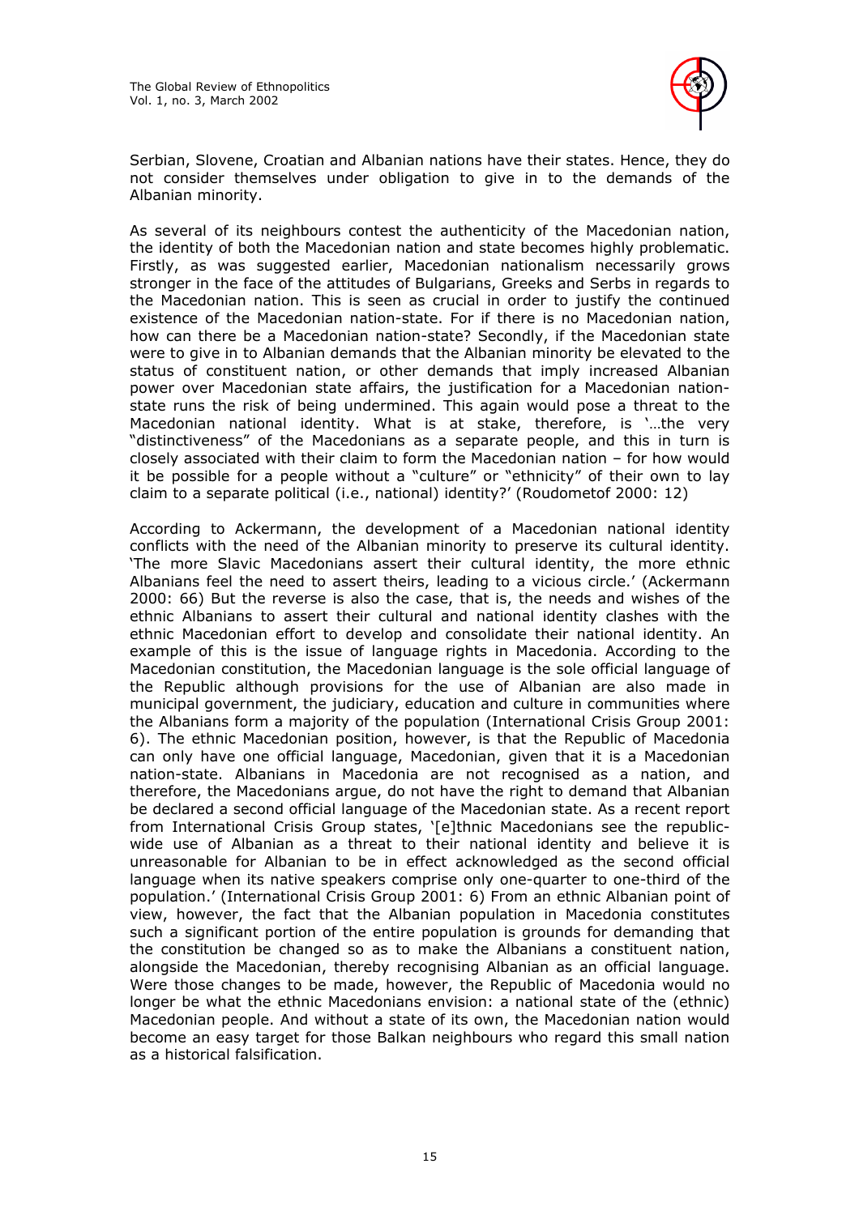Serbian, Slovene, Croatian and Albanian nations have their states. Hence, they do not consider themselves under obligation to give in to the demands of the Albanian minority.

As several of its neighbours contest the authenticity of the Macedonian nation, the identity of both the Macedonian nation and state becomes highly problematic. Firstly, as was suggested earlier, Macedonian nationalism necessarily grows stronger in the face of the attitudes of Bulgarians, Greeks and Serbs in regards to the Macedonian nation. This is seen as crucial in order to justify the continued existence of the Macedonian nation-state. For if there is no Macedonian nation, how can there be a Macedonian nation-state? Secondly, if the Macedonian state were to give in to Albanian demands that the Albanian minority be elevated to the status of constituent nation, or other demands that imply increased Albanian power over Macedonian state affairs, the justification for a Macedonian nation-state runs the risk of being undermined. This again would pose a threat to the Macedonian national identity. What is at stake, therefore, is '…the very "distinctiveness" of the Macedonians as a separate people, and this in turn is closely associated with their claim to form the Macedonian nation – for how would it be possible for a people without a "culture" or "ethnicity" of their own to lay claim to a separate political (i.e., national) identity?' (Roudometof 2000: 12)

According to Ackermann, the development of a Macedonian national identity conflicts with the need of the Albanian minority to preserve its cultural identity. 'The more Slavic Macedonians assert their cultural identity, the more ethnic Albanians feel the need to assert theirs, leading to a vicious circle.' (Ackermann 2000: 66) But the reverse is also the case, that is, the needs and wishes of the ethnic Albanians to assert their cultural and national identity clashes with the ethnic Macedonian effort to develop and consolidate their national identity. An example of this is the issue of language rights in Macedonia. According to the Macedonian constitution, the Macedonian language is the sole official language of the Republic although provisions for the use of Albanian are also made in municipal government, the judiciary, education and culture in communities where the Albanians form a majority of the population (International Crisis Group 2001: 6). The ethnic Macedonian position, however, is that the Republic of Macedonia can only have one official language, Macedonian, given that it is a Macedonian nation-state. Albanians in Macedonia are not recognised as a nation, and therefore, the Macedonians argue, do not have the right to demand that Albanian be declared a second official language of the Macedonian state. As a recent report from International Crisis Group states, '[e]thnic Macedonians see the republic-wide use of Albanian as a threat to their national identity and believe it is unreasonable for Albanian to be in effect acknowledged as the second official language when its native speakers comprise only one-quarter to one-third of the population.' (International Crisis Group 2001: 6) From an ethnic Albanian point of view, however, the fact that the Albanian population in Macedonia constitutes such a significant portion of the entire population is grounds for demanding that the constitution be changed so as to make the Albanians a constituent nation, alongside the Macedonian, thereby recognising Albanian as an official language. Were those changes to be made, however, the Republic of Macedonia would no longer be what the ethnic Macedonians envision: a national state of the (ethnic) Macedonian people. And without a state of its own, the Macedonian nation would become an easy target for those Balkan neighbours who regard this small nation as a historical falsification.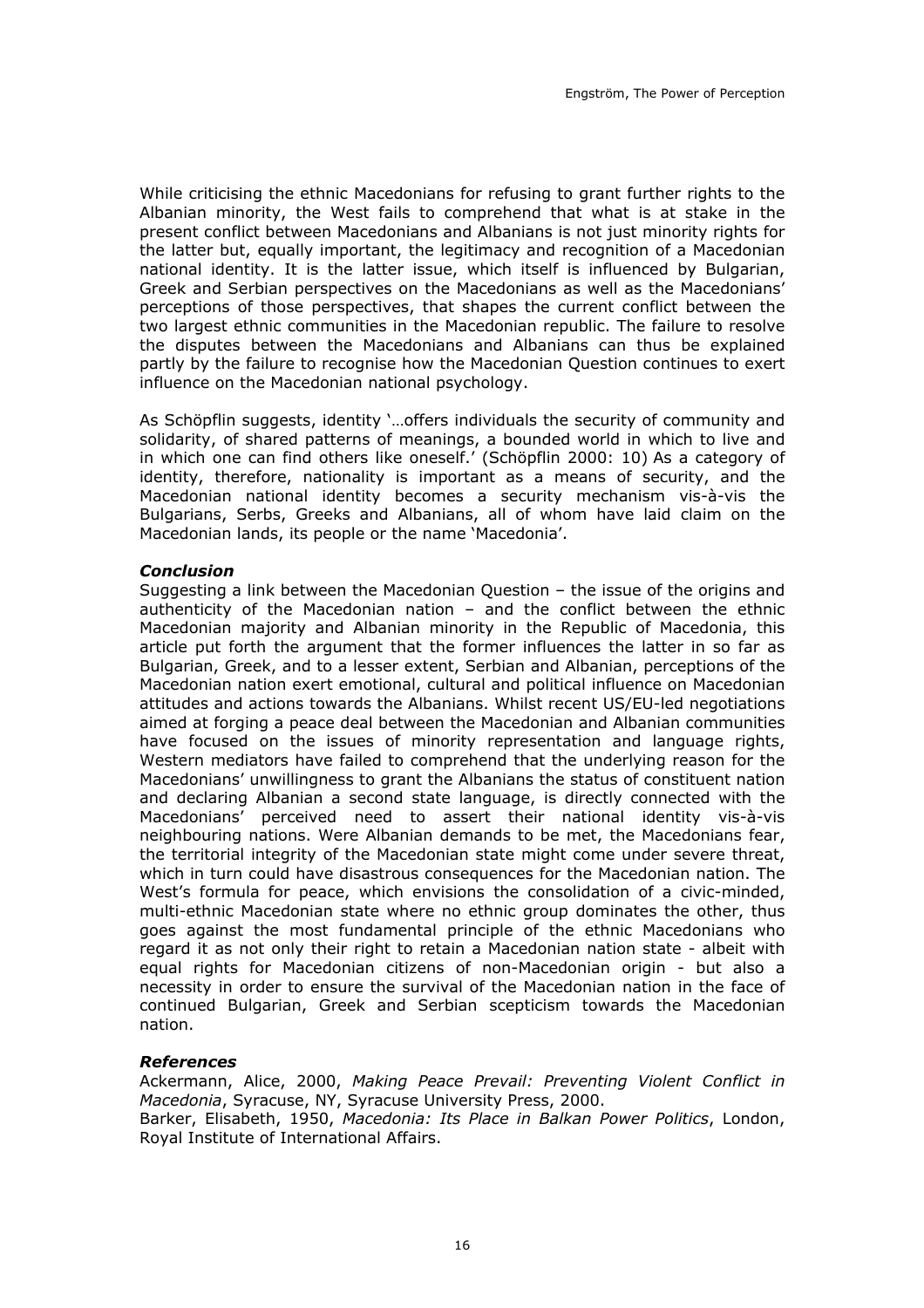While criticising the ethnic Macedonians for refusing to grant further rights to the Albanian minority, the West fails to comprehend that what is at stake in the present conflict between Macedonians and Albanians is not just minority rights for the latter but, equally important, the legitimacy and recognition of a Macedonian national identity. It is the latter issue, which itself is influenced by Bulgarian, Greek and Serbian perspectives on the Macedonians as well as the Macedonians' perceptions of those perspectives, that shapes the current conflict between the two largest ethnic communities in the Macedonian republic. The failure to resolve the disputes between the Macedonians and Albanians can thus be explained partly by the failure to recognise how the Macedonian Question continues to exert influence on the Macedonian national psychology.

As Schöpflin suggests, identity '…offers individuals the security of community and solidarity, of shared patterns of meanings, a bounded world in which to live and in which one can find others like oneself.' (Schöpflin 2000: 10) As a category of identity, therefore, nationality is important as a means of security, and the Macedonian national identity becomes a security mechanism vis-à-vis the Bulgarians, Serbs, Greeks and Albanians, all of whom have laid claim on the Macedonian lands, its people or the name 'Macedonia'.

### *Conclusion*

Suggesting a link between the Macedonian Question – the issue of the origins and authenticity of the Macedonian nation – and the conflict between the ethnic Macedonian majority and Albanian minority in the Republic of Macedonia, this article put forth the argument that the former influences the latter in so far as Bulgarian, Greek, and to a lesser extent, Serbian and Albanian, perceptions of the Macedonian nation exert emotional, cultural and political influence on Macedonian attitudes and actions towards the Albanians. Whilst recent US/EU-led negotiations aimed at forging a peace deal between the Macedonian and Albanian communities have focused on the issues of minority representation and language rights, Western mediators have failed to comprehend that the underlying reason for the Macedonians' unwillingness to grant the Albanians the status of constituent nation and declaring Albanian a second state language, is directly connected with the Macedonians' perceived need to assert their national identity vis-à-vis neighbouring nations. Were Albanian demands to be met, the Macedonians fear, the territorial integrity of the Macedonian state might come under severe threat, which in turn could have disastrous consequences for the Macedonian nation. The West's formula for peace, which envisions the consolidation of a civic-minded, multi-ethnic Macedonian state where no ethnic group dominates the other, thus goes against the most fundamental principle of the ethnic Macedonians who regard it as not only their right to retain a Macedonian nation state - albeit with equal rights for Macedonian citizens of non-Macedonian origin - but also a necessity in order to ensure the survival of the Macedonian nation in the face of continued Bulgarian, Greek and Serbian scepticism towards the Macedonian nation.

### *References*

Ackermann, Alice, 2000, *Making Peace Prevail: Preventing Violent Conflict in Macedonia*, Syracuse, NY, Syracuse University Press, 2000.

Barker, Elisabeth, 1950, *Macedonia: Its Place in Balkan Power Politics*, London, Royal Institute of International Affairs.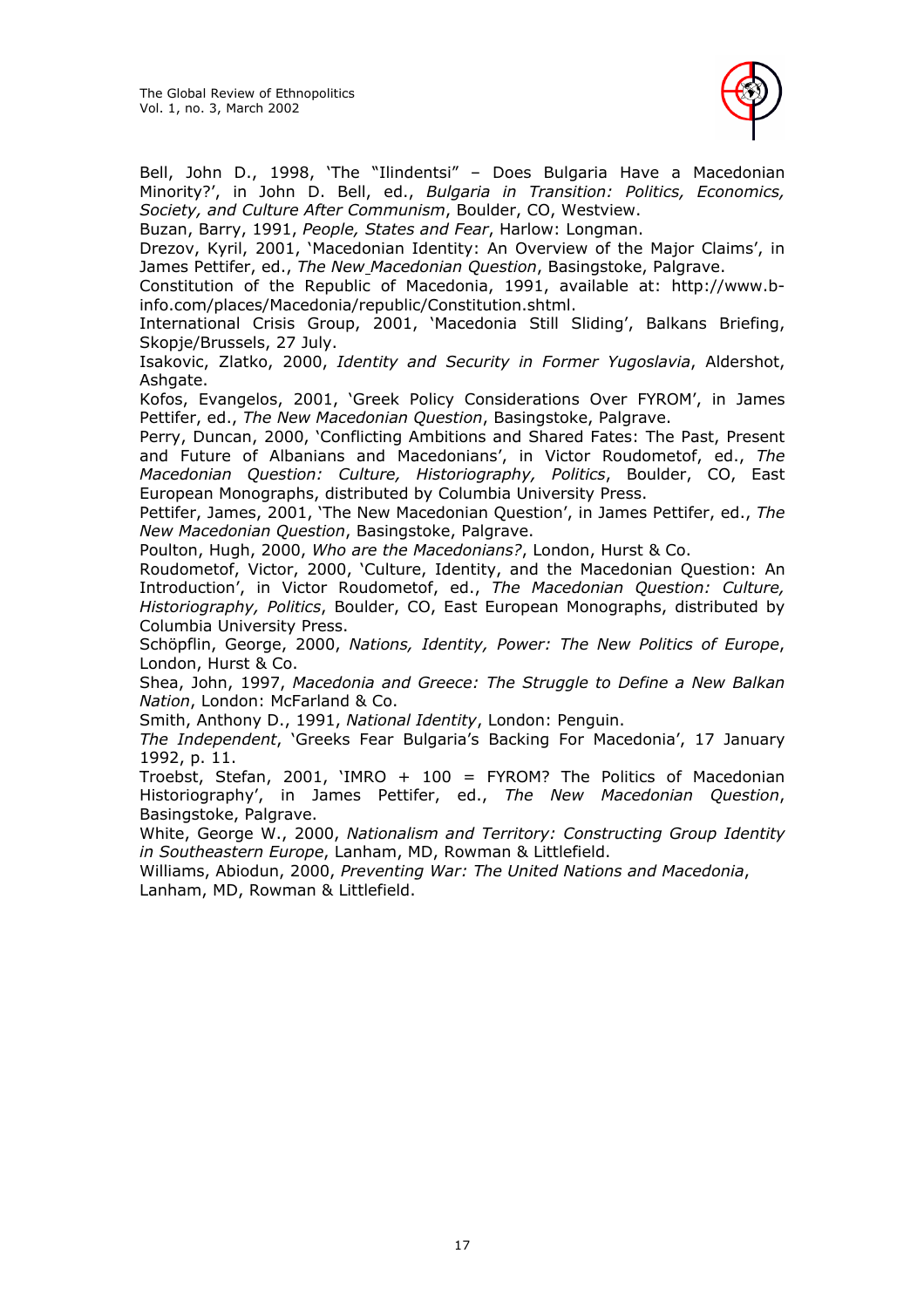Bell, John D., 1998, 'The "Ilindentsi" – Does Bulgaria Have a Macedonian Minority?', in John D. Bell, ed., *Bulgaria in Transition: Politics, Economics, Society, and Culture After Communism*, Boulder, CO, Westview.

Buzan, Barry, 1991, *People, States and Fear*, Harlow: Longman.

Drezov, Kyril, 2001, 'Macedonian Identity: An Overview of the Major Claims', in James Pettifer, ed., *The New Macedonian Question*, Basingstoke, Palgrave.

Constitution of the Republic of Macedonia, 1991, available at: http://www.b-info.com/places/Macedonia/republic/Constitution.shtml.

International Crisis Group, 2001, 'Macedonia Still Sliding', Balkans Briefing, Skopje/Brussels, 27 July.

Isakovic, Zlatko, 2000, *Identity and Security in Former Yugoslavia*, Aldershot, Ashgate.

Kofos, Evangelos, 2001, 'Greek Policy Considerations Over FYROM', in James Pettifer, ed., *The New Macedonian Question*, Basingstoke, Palgrave.

Perry, Duncan, 2000, 'Conflicting Ambitions and Shared Fates: The Past, Present and Future of Albanians and Macedonians', in Victor Roudometof, ed., *The Macedonian Question: Culture, Historiography, Politics*, Boulder, CO, East European Monographs, distributed by Columbia University Press.

Pettifer, James, 2001, 'The New Macedonian Question', in James Pettifer, ed., *The New Macedonian Question*, Basingstoke, Palgrave.

Poulton, Hugh, 2000, *Who are the Macedonians?*, London, Hurst & Co.

Roudometof, Victor, 2000, 'Culture, Identity, and the Macedonian Question: An Introduction', in Victor Roudometof, ed., *The Macedonian Question: Culture, Historiography, Politics*, Boulder, CO, East European Monographs, distributed by Columbia University Press.

Schöpflin, George, 2000, *Nations, Identity, Power: The New Politics of Europe*, London, Hurst & Co.

Shea, John, 1997, *Macedonia and Greece: The Struggle to Define a New Balkan Nation*, London: McFarland & Co.

Smith, Anthony D., 1991, *National Identity*, London: Penguin.

*The Independent*, 'Greeks Fear Bulgaria's Backing For Macedonia', 17 January 1992, p. 11.

Troebst, Stefan, 2001, 'IMRO + 100 = FYROM? The Politics of Macedonian Historiography', in James Pettifer, ed., *The New Macedonian Question*, Basingstoke, Palgrave.

White, George W., 2000, *Nationalism and Territory: Constructing Group Identity in Southeastern Europe*, Lanham, MD, Rowman & Littlefield.

Williams, Abiodun, 2000, *Preventing War: The United Nations and Macedonia*, Lanham, MD, Rowman & Littlefield.